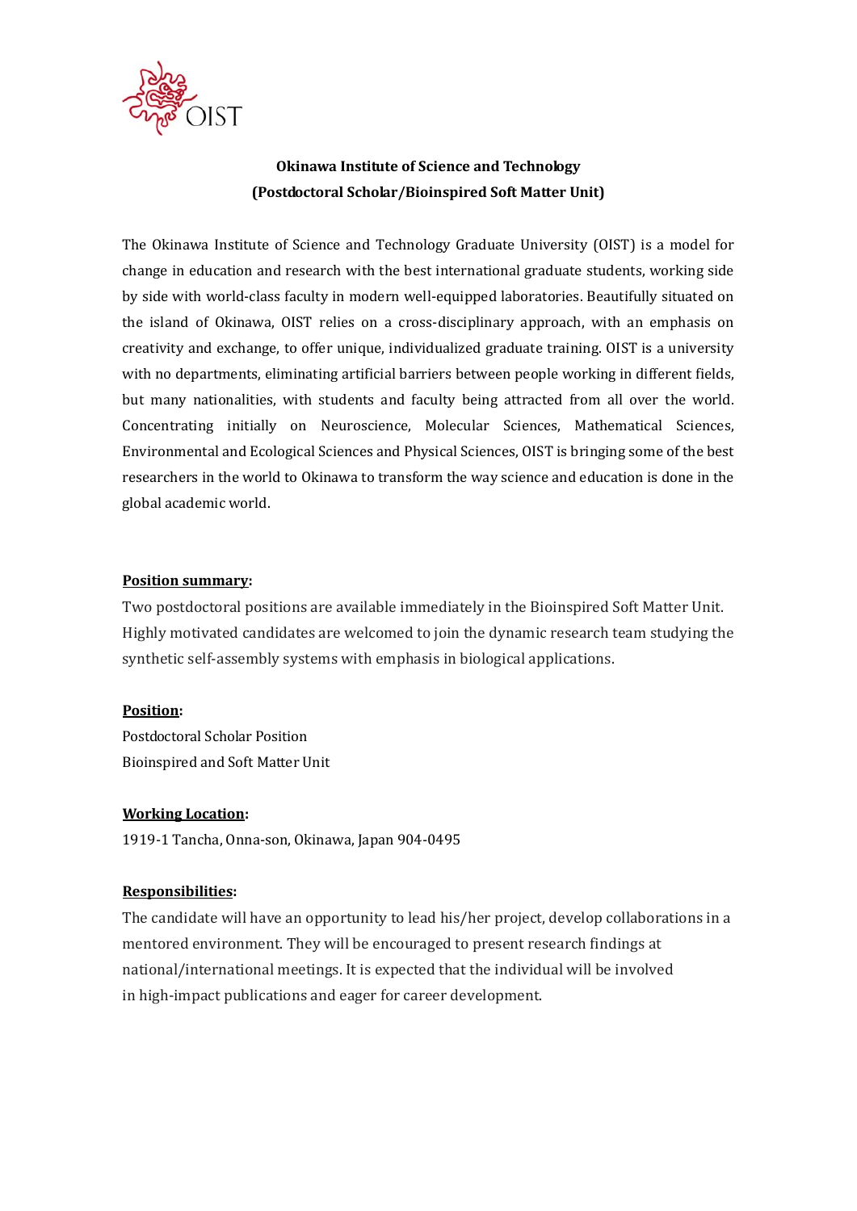**Okinawa Institute of Science and Technology**
**(Postdoctoral Scholar/Bioinspired Soft Matter Unit)**

The Okinawa Institute of Science and Technology Graduate University (OIST) is a model for change in education and research with the best international graduate students, working side by side with world-class faculty in modern well-equipped laboratories. Beautifully situated on the island of Okinawa, OIST relies on a cross-disciplinary approach, with an emphasis on creativity and exchange, to offer unique, individualized graduate training. OIST is a university with no departments, eliminating artificial barriers between people working in different fields, but many nationalities, with students and faculty being attracted from all over the world. Concentrating initially on Neuroscience, Molecular Sciences, Mathematical Sciences, Environmental and Ecological Sciences and Physical Sciences, OIST is bringing some of the best researchers in the world to Okinawa to transform the way science and education is done in the global academic world.

**Position summary:**

Two postdoctoral positions are available immediately in the Bioinspired Soft Matter Unit. Highly motivated candidates are welcomed to join the dynamic research team studying the synthetic self-assembly systems with emphasis in biological applications.

**Position:**

Postdoctoral Scholar Position
Bioinspired and Soft Matter Unit

**Working Location:**

1919-1 Tancha, Onna-son, Okinawa, Japan 904-0495

**Responsibilities:**

The candidate will have an opportunity to lead his/her project, develop collaborations in a mentored environment. They will be encouraged to present research findings at national/international meetings. It is expected that the individual will be involved in high-impact publications and eager for career development.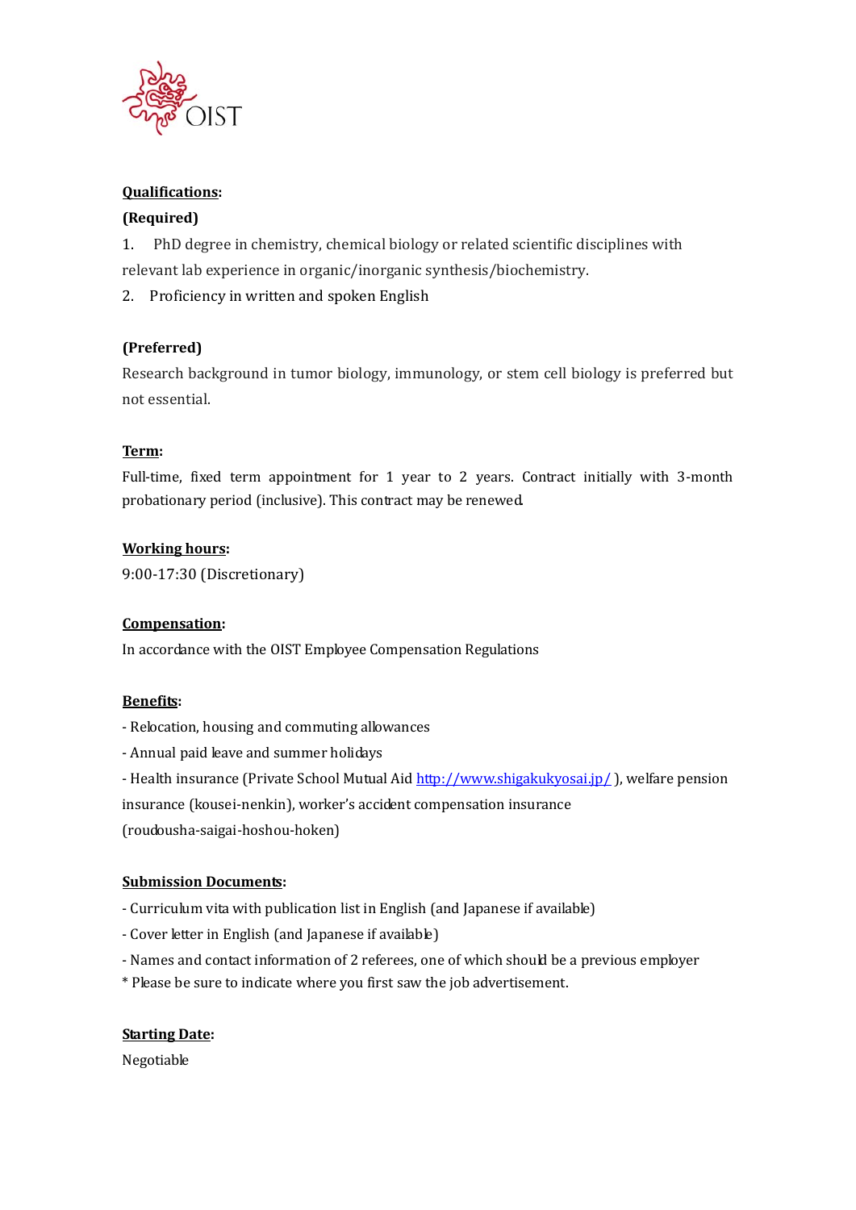**Qualifications:**

**(Required)**

1. PhD degree in chemistry, chemical biology or related scientific disciplines with relevant lab experience in organic/inorganic synthesis/biochemistry.
2. Proficiency in written and spoken English

**(Preferred)**

Research background in tumor biology, immunology, or stem cell biology is preferred but not essential.

**Term:**

Full-time, fixed term appointment for 1 year to 2 years. Contract initially with 3-month probationary period (inclusive). This contract may be renewed.

**Working hours:**

9:00-17:30 (Discretionary)

**Compensation:**

In accordance with the OIST Employee Compensation Regulations

**Benefits:**

- Relocation, housing and commuting allowances
- Annual paid leave and summer holidays
- Health insurance (Private School Mutual Aid http://www.shigakukyosai.jp/ ), welfare pension insurance (kousei-nenkin), worker's accident compensation insurance (roudousha-saigai-hoshou-hoken)

**Submission Documents:**

- Curriculum vita with publication list in English (and Japanese if available)
- Cover letter in English (and Japanese if available)
- Names and contact information of 2 referees, one of which should be a previous employer

\* Please be sure to indicate where you first saw the job advertisement.

**Starting Date:**

Negotiable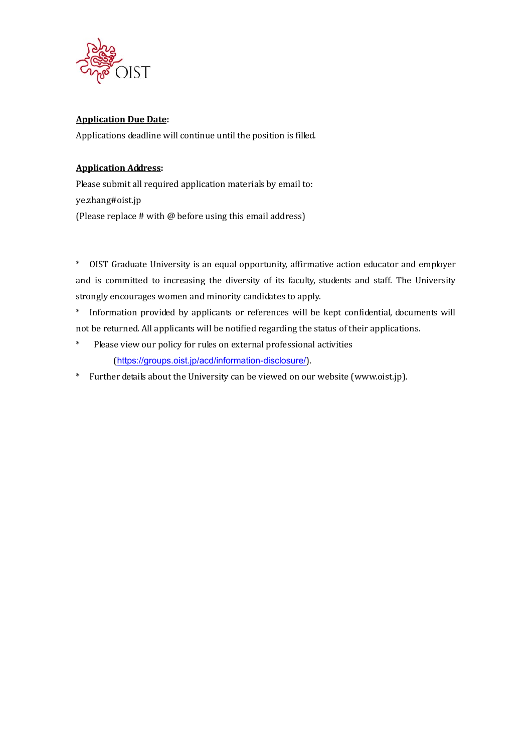**Application Due Date:**

Applications deadline will continue until the position is filled.

**Application Address:**

Please submit all required application materials by email to:

ye.zhang#oist.jp

(Please replace # with @ before using this email address)

* OIST Graduate University is an equal opportunity, affirmative action educator and employer and is committed to increasing the diversity of its faculty, students and staff. The University strongly encourages women and minority candidates to apply.

* Information provided by applicants or references will be kept confidential, documents will not be returned. All applicants will be notified regarding the status of their applications.

* Please view our policy for rules on external professional activities (https://groups.oist.jp/acd/information-disclosure/).

* Further details about the University can be viewed on our website (www.oist.jp).